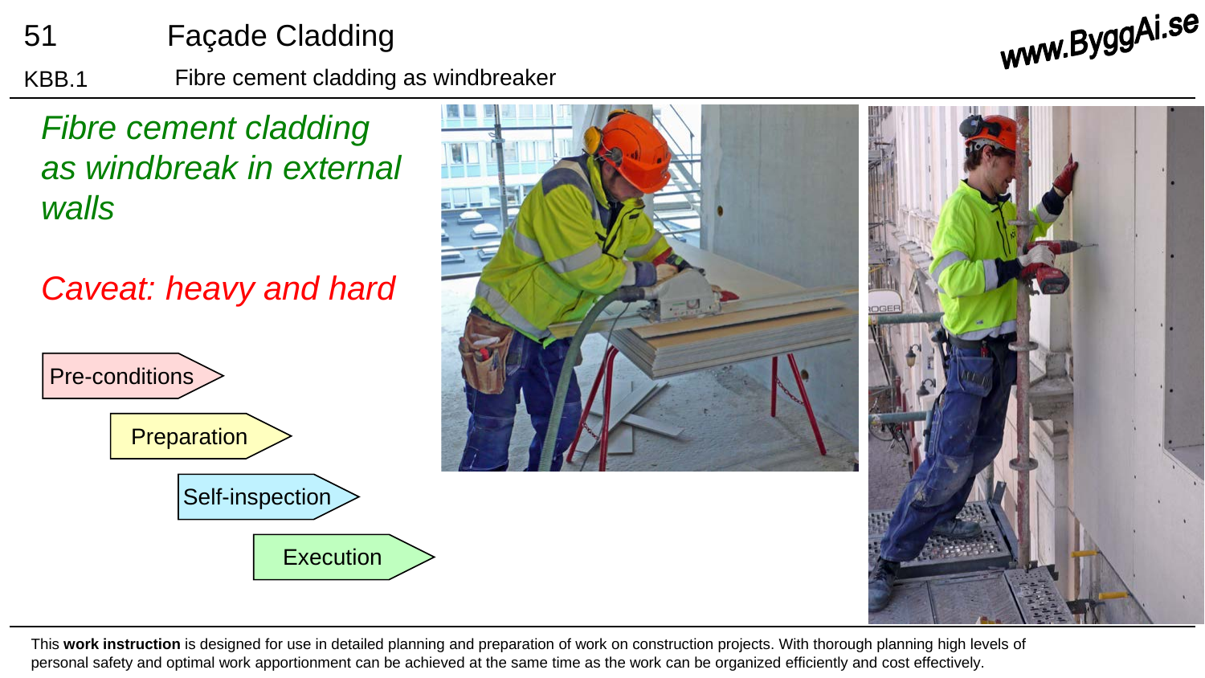# 51 Façade Cladding

## KBB.1 Fibre cement cladding as windbreaker

*Fibre cement cladding as windbreak in external walls*

*Caveat: heavy and hard*

- Pre-conditions
- Preparation
- Self-inspection
- Execution

This **work instruction** is designed for use in detailed planning and preparation of work on construction projects. With thorough planning high levels of personal safety and optimal work apportionment can be achieved at the same time as the work can be organized efficiently and cost effectively.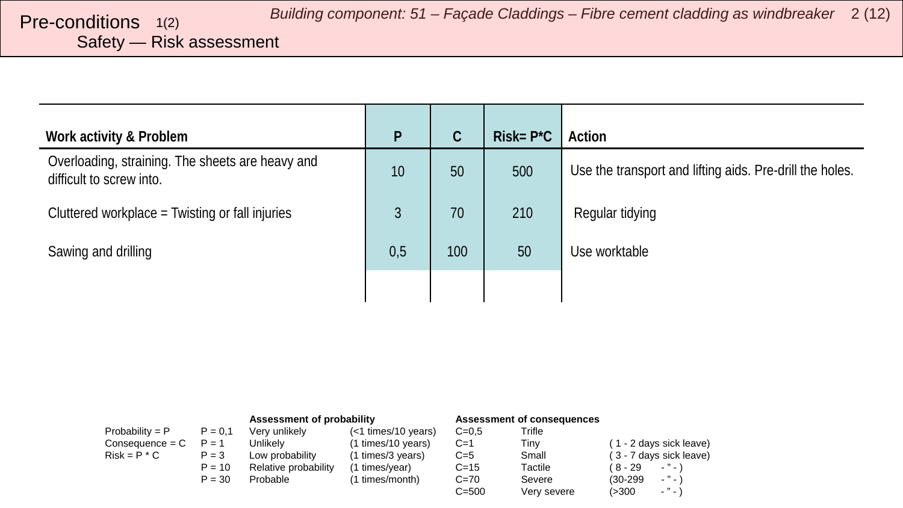# Pre-conditions 1(2)

## Safety — Risk assessment

*Building component: 51 – Façade Claddings – Fibre cement cladding as windbreaker*

| Work activity & Problem | P | C | Risk= P*C | Action |
|---|---|---|---|---|
| Overloading, straining. The sheets are heavy and difficult to screw into. | 10 | 50 | 500 | Use the transport and lifting aids. Pre-drill the holes. |
| Cluttered workplace = Twisting or fall injuries | 3 | 70 | 210 | Regular tidying |
| Sawing and drilling | 0,5 | 100 | 50 | Use worktable |
| | | | | |

| | | **Assessment of probability** | | **Assessment of consequences** | | |
|---|---|---|---|---|---|---|
| Probability = P | P = 0,1 | Very unlikely | (<1 times/10 years) | C=0,5 | Trifle | |
| Consequence = C | P = 1 | Unlikely | (1 times/10 years) | C=1 | Tiny | ( 1 - 2 days sick leave) |
| Risk = P * C | P = 3 | Low probability | (1 times/3 years) | C=5 | Small | ( 3 - 7 days sick leave) |
| | P = 10 | Relative probability | (1 times/year) | C=15 | Tactile | ( 8 - 29 - " - ) |
| | P = 30 | Probable | (1 times/month) | C=70 | Severe | (30-299 - " - ) |
| | | | | C=500 | Very severe | (>300 - " - ) |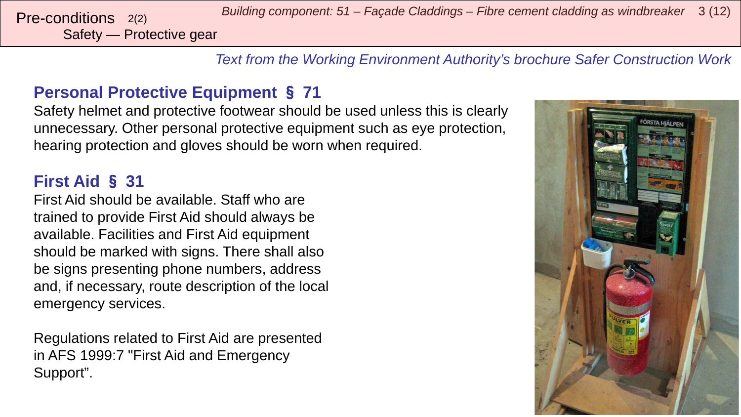Pre-conditions 2(2)
Safety — Protective gear

*Building component: 51 – Façade Claddings – Fibre cement cladding as windbreaker*

*Text from the Working Environment Authority's brochure Safer Construction Work*

## Personal Protective Equipment § 71

Safety helmet and protective footwear should be used unless this is clearly unnecessary. Other personal protective equipment such as eye protection, hearing protection and gloves should be worn when required.

## First Aid § 31

First Aid should be available. Staff who are trained to provide First Aid should always be available. Facilities and First Aid equipment should be marked with signs. There shall also be signs presenting phone numbers, address and, if necessary, route description of the local emergency services.

Regulations related to First Aid are presented in AFS 1999:7 "First Aid and Emergency Support".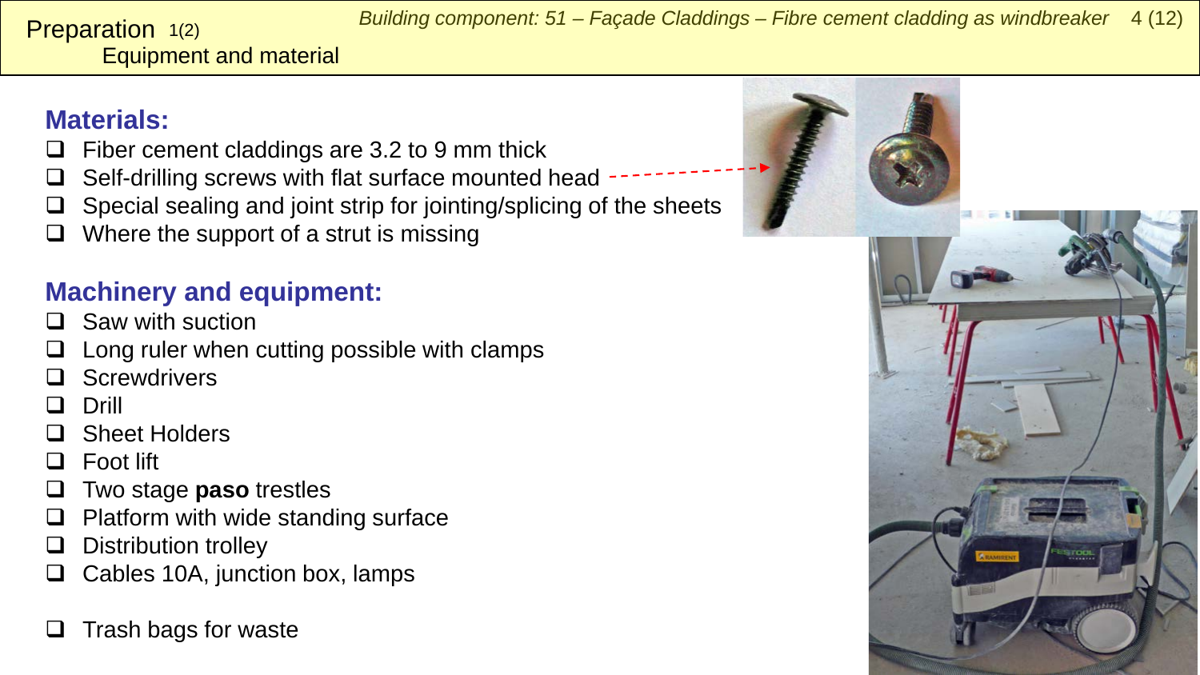Preparation 1(2)
Equipment and material

## Materials:

- Fiber cement claddings are 3.2 to 9 mm thick
- Self-drilling screws with flat surface mounted head
- Special sealing and joint strip for jointing/splicing of the sheets
- Where the support of a strut is missing

## Machinery and equipment:

- Saw with suction
- Long ruler when cutting possible with clamps
- Screwdrivers
- Drill
- Sheet Holders
- Foot lift
- Two stage **paso** trestles
- Platform with wide standing surface
- Distribution trolley
- Cables 10A, junction box, lamps

- Trash bags for waste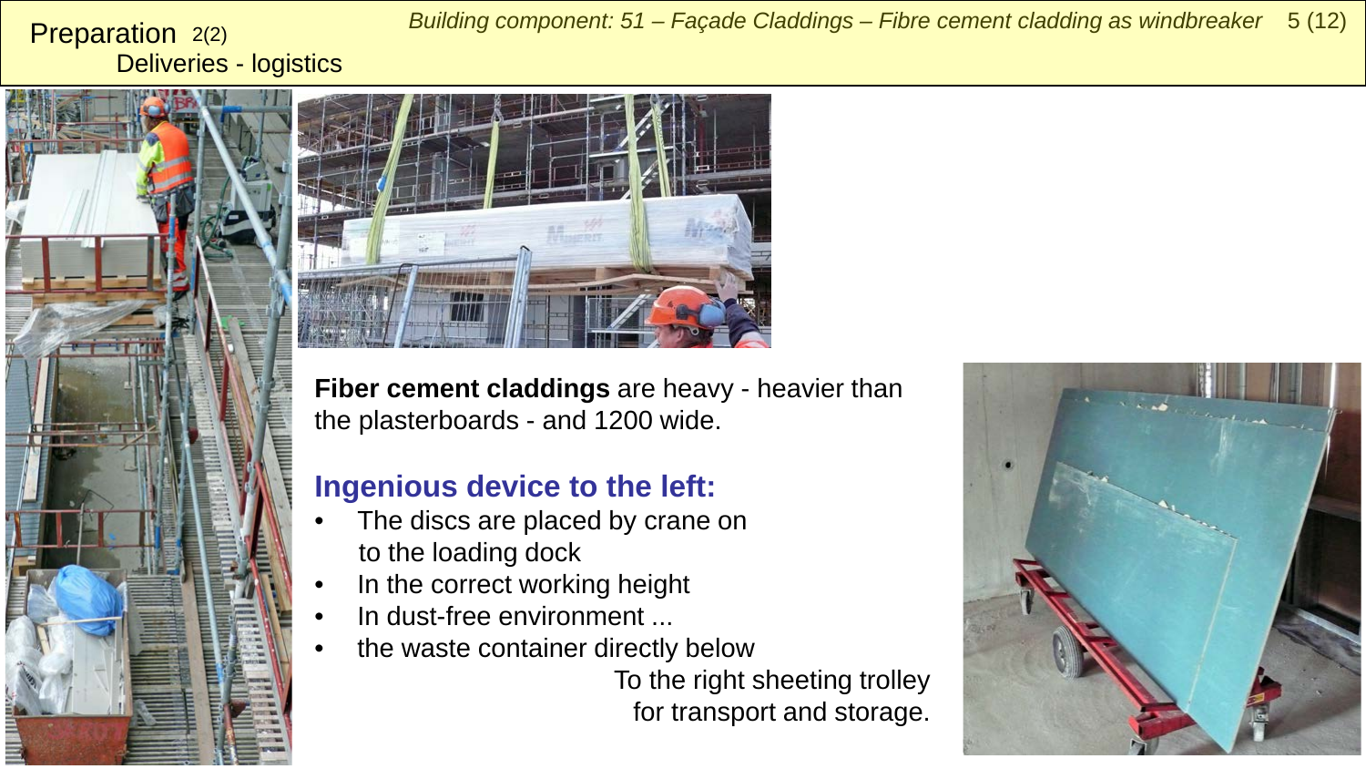# Preparation 2(2)

## Deliveries - logistics

**Fiber cement claddings** are heavy - heavier than the plasterboards - and 1200 wide.

### Ingenious device to the left:

- The discs are placed by crane on to the loading dock
- In the correct working height
- In dust-free environment ...
- the waste container directly below

To the right sheeting trolley for transport and storage.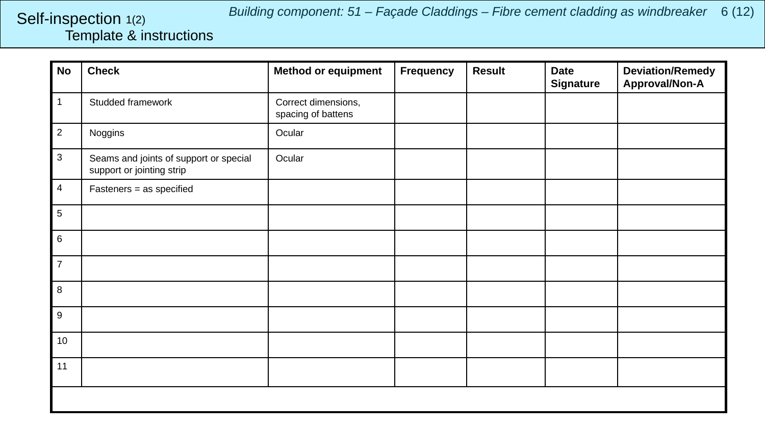# Self-inspection 1(2)

## Template & instructions

*Building component: 51 – Façade Claddings – Fibre cement cladding as windbreaker*

| No | Check | Method or equipment | Frequency | Result | Date Signature | Deviation/Remedy Approval/Non-A |
|---|---|---|---|---|---|---|
| 1 | Studded framework | Correct dimensions, spacing of battens | | | | |
| 2 | Noggins | Ocular | | | | |
| 3 | Seams and joints of support or special support or jointing strip | Ocular | | | | |
| 4 | Fasteners = as specified | | | | | |
| 5 | | | | | | |
| 6 | | | | | | |
| 7 | | | | | | |
| 8 | | | | | | |
| 9 | | | | | | |
| 10 | | | | | | |
| 11 | | | | | | |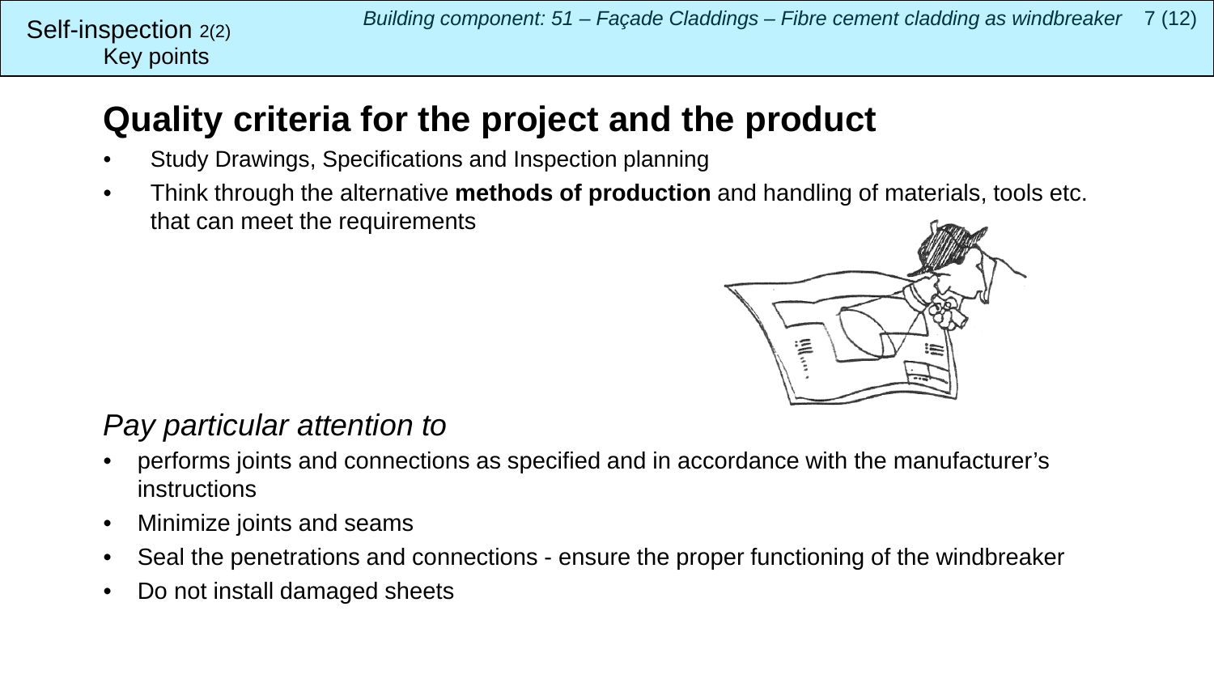Self-inspection 2(2)
Key points

# Quality criteria for the project and the product

- Study Drawings, Specifications and Inspection planning
- Think through the alternative **methods of production** and handling of materials, tools etc. that can meet the requirements

*Pay particular attention to*

- performs joints and connections as specified and in accordance with the manufacturer's instructions
- Minimize joints and seams
- Seal the penetrations and connections - ensure the proper functioning of the windbreaker
- Do not install damaged sheets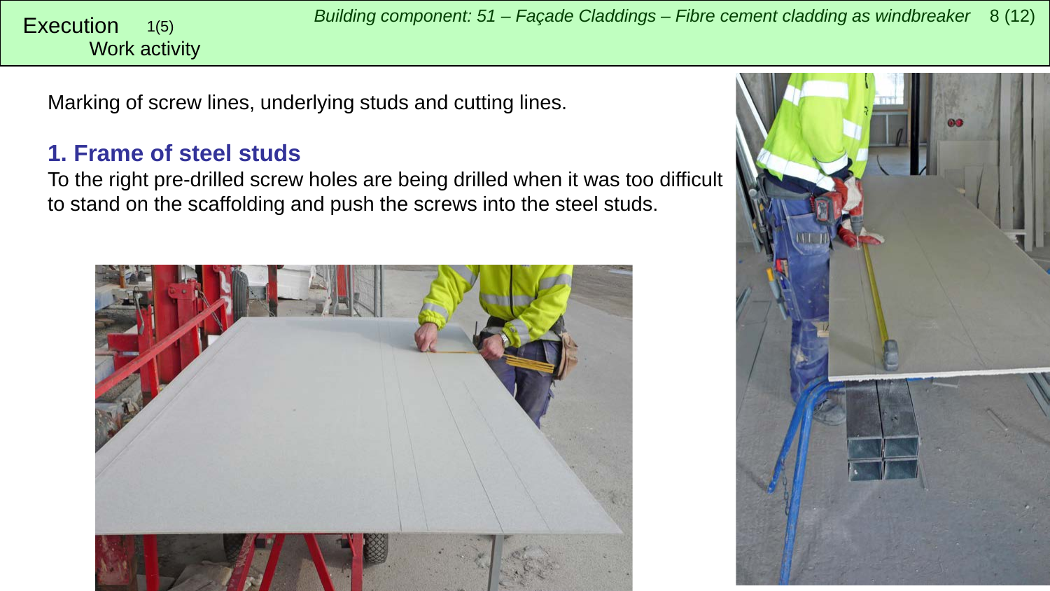Execution 1(5)
Work activity

Marking of screw lines, underlying studs and cutting lines.

## 1. Frame of steel studs

To the right pre-drilled screw holes are being drilled when it was too difficult to stand on the scaffolding and push the screws into the steel studs.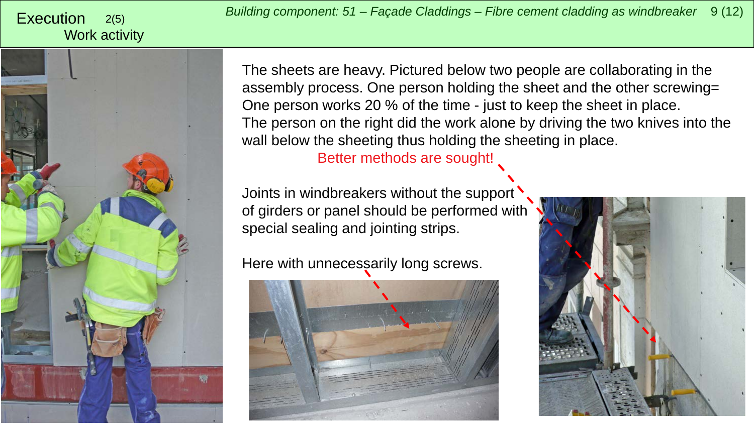# Execution 2(5)

## Work activity

*Building component: 51 – Façade Claddings – Fibre cement cladding as windbreaker*

The sheets are heavy. Pictured below two people are collaborating in the assembly process. One person holding the sheet and the other screwing= One person works 20 % of the time - just to keep the sheet in place.
The person on the right did the work alone by driving the two knives into the wall below the sheeting thus holding the sheeting in place.

Better methods are sought!

Joints in windbreakers without the support of girders or panel should be performed with special sealing and jointing strips.

Here with unnecessarily long screws.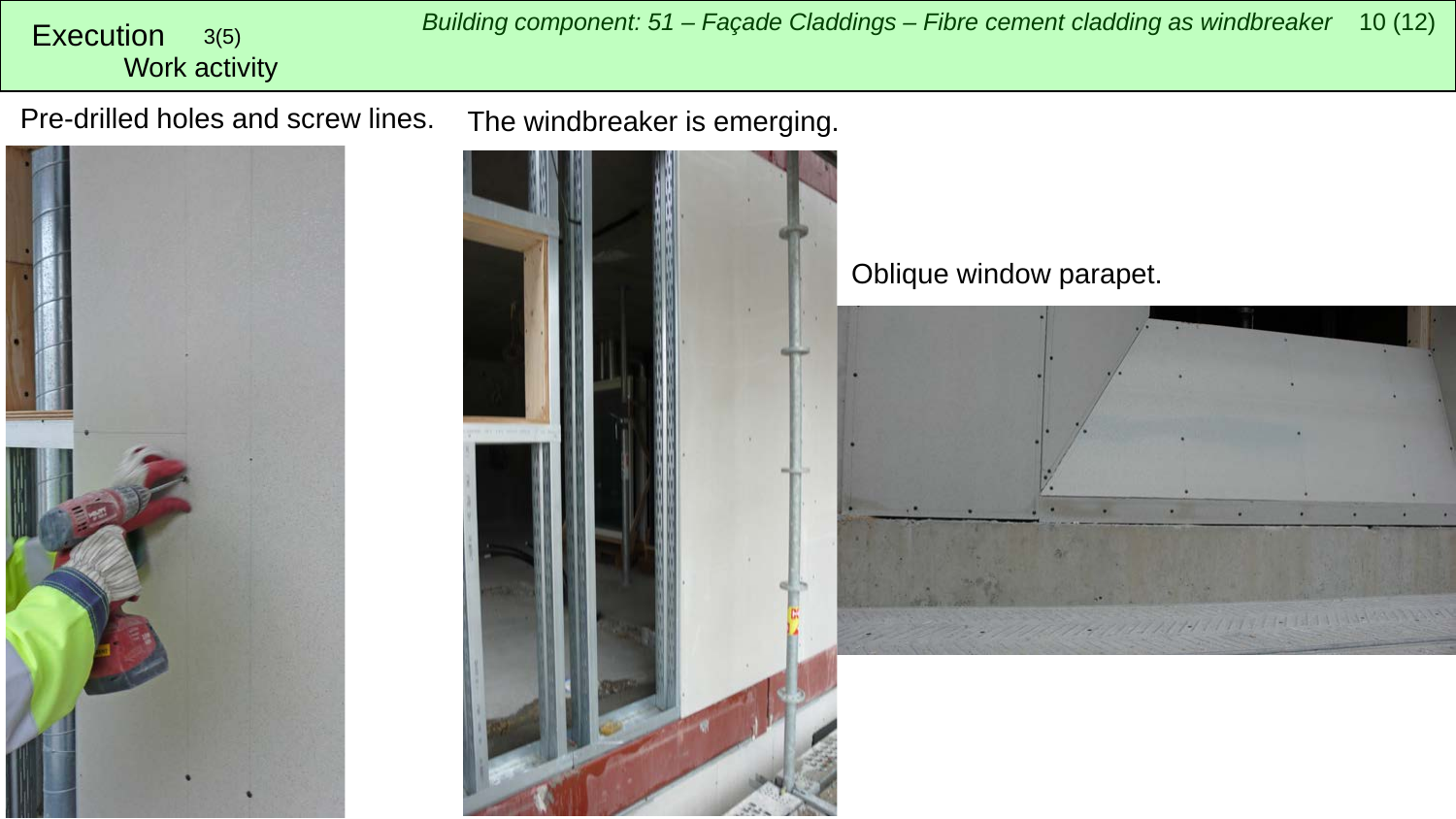# Execution 3(5)

## Work activity

*Building component: 51 – Façade Claddings – Fibre cement cladding as windbreaker*

Pre-drilled holes and screw lines.

The windbreaker is emerging.

Oblique window parapet.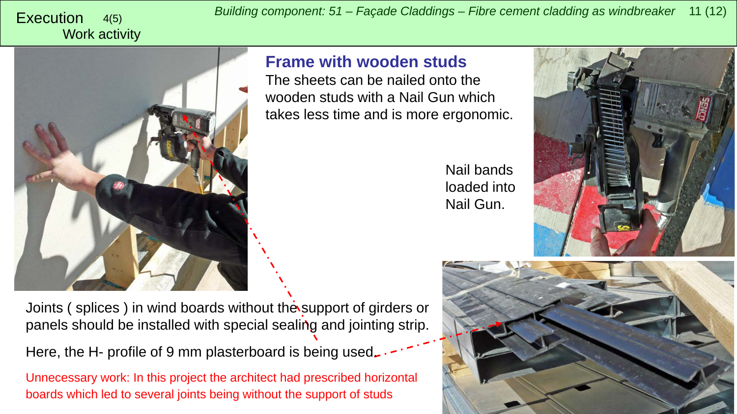Execution 4(5)
Work activity

*Building component: 51 – Façade Claddings – Fibre cement cladding as windbreaker*

## Frame with wooden studs

The sheets can be nailed onto the wooden studs with a Nail Gun which takes less time and is more ergonomic.

Nail bands loaded into Nail Gun.

Joints ( splices ) in wind boards without the support of girders or panels should be installed with special sealing and jointing strip.

Here, the H- profile of 9 mm plasterboard is being used.

Unnecessary work: In this project the architect had prescribed horizontal boards which led to several joints being without the support of studs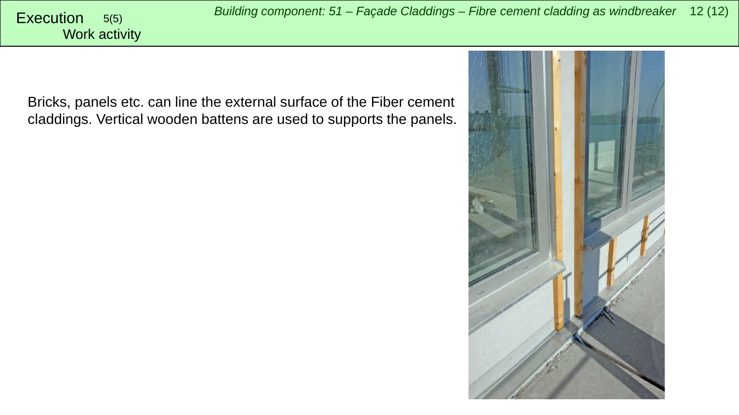# Execution 5(5)

## Work activity

Bricks, panels etc. can line the external surface of the Fiber cement claddings. Vertical wooden battens are used to supports the panels.